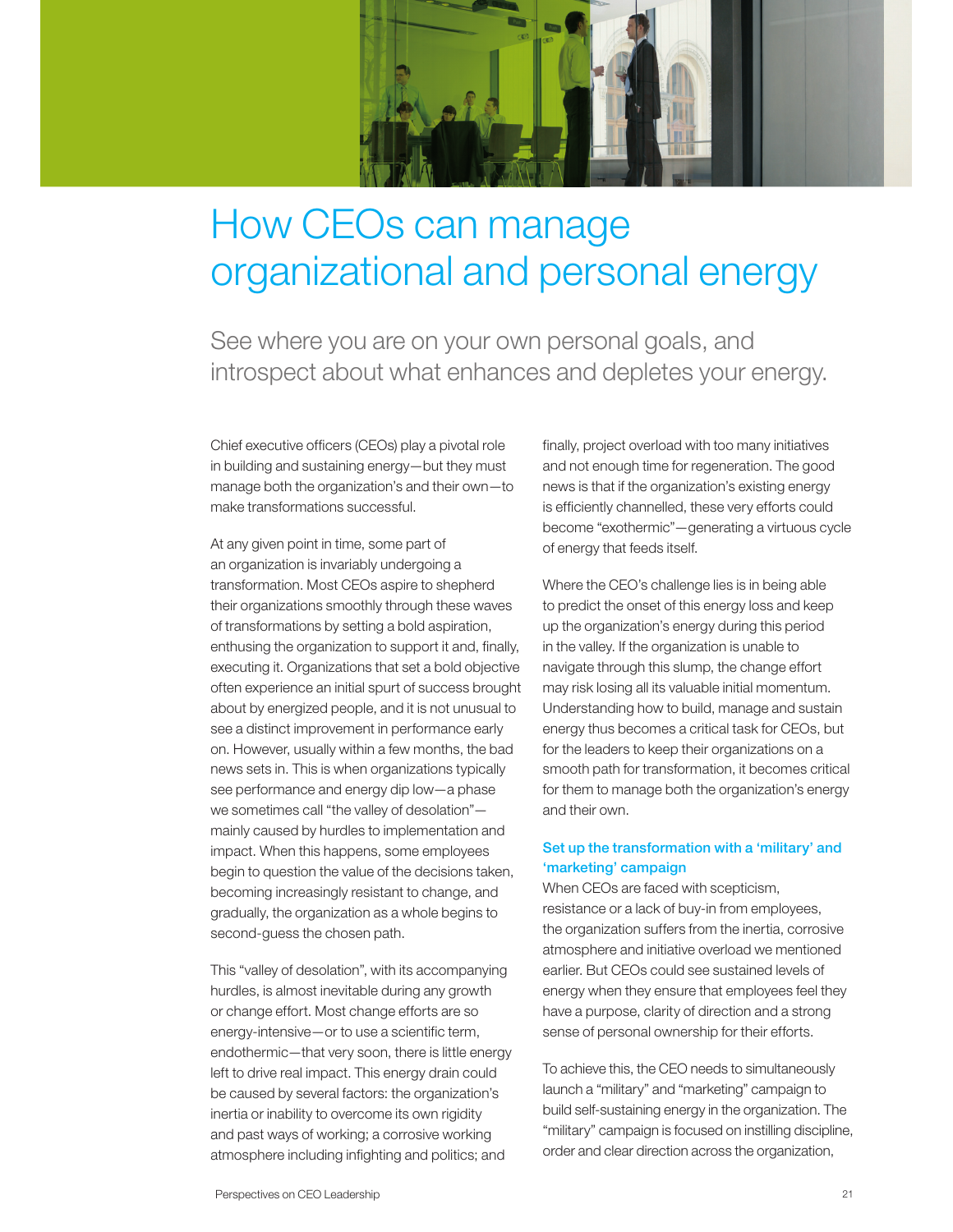# How CEOs can manage organizational and personal energy

See where you are on your own personal goals, and introspect about what enhances and depletes your energy.

Chief executive officers (CEOs) play a pivotal role in building and sustaining energy—but they must manage both the organization's and their own—to make transformations successful.

At any given point in time, some part of an organization is invariably undergoing a transformation. Most CEOs aspire to shepherd their organizations smoothly through these waves of transformations by setting a bold aspiration, enthusing the organization to support it and, finally, executing it. Organizations that set a bold objective often experience an initial spurt of success brought about by energized people, and it is not unusual to see a distinct improvement in performance early on. However, usually within a few months, the bad news sets in. This is when organizations typically see performance and energy dip low—a phase we sometimes call "the valley of desolation"—mainly caused by hurdles to implementation and impact. When this happens, some employees begin to question the value of the decisions taken, becoming increasingly resistant to change, and gradually, the organization as a whole begins to second-guess the chosen path.

This "valley of desolation", with its accompanying hurdles, is almost inevitable during any growth or change effort. Most change efforts are so energy-intensive—or to use a scientific term, endothermic—that very soon, there is little energy left to drive real impact. This energy drain could be caused by several factors: the organization's inertia or inability to overcome its own rigidity and past ways of working; a corrosive working atmosphere including infighting and politics; and finally, project overload with too many initiatives and not enough time for regeneration. The good news is that if the organization's existing energy is efficiently channelled, these very efforts could become "exothermic"—generating a virtuous cycle of energy that feeds itself.

Where the CEO's challenge lies is in being able to predict the onset of this energy loss and keep up the organization's energy during this period in the valley. If the organization is unable to navigate through this slump, the change effort may risk losing all its valuable initial momentum. Understanding how to build, manage and sustain energy thus becomes a critical task for CEOs, but for the leaders to keep their organizations on a smooth path for transformation, it becomes critical for them to manage both the organization's energy and their own.

### Set up the transformation with a 'military' and 'marketing' campaign

When CEOs are faced with scepticism, resistance or a lack of buy-in from employees, the organization suffers from the inertia, corrosive atmosphere and initiative overload we mentioned earlier. But CEOs could see sustained levels of energy when they ensure that employees feel they have a purpose, clarity of direction and a strong sense of personal ownership for their efforts.

To achieve this, the CEO needs to simultaneously launch a "military" and "marketing" campaign to build self-sustaining energy in the organization. The "military" campaign is focused on instilling discipline, order and clear direction across the organization,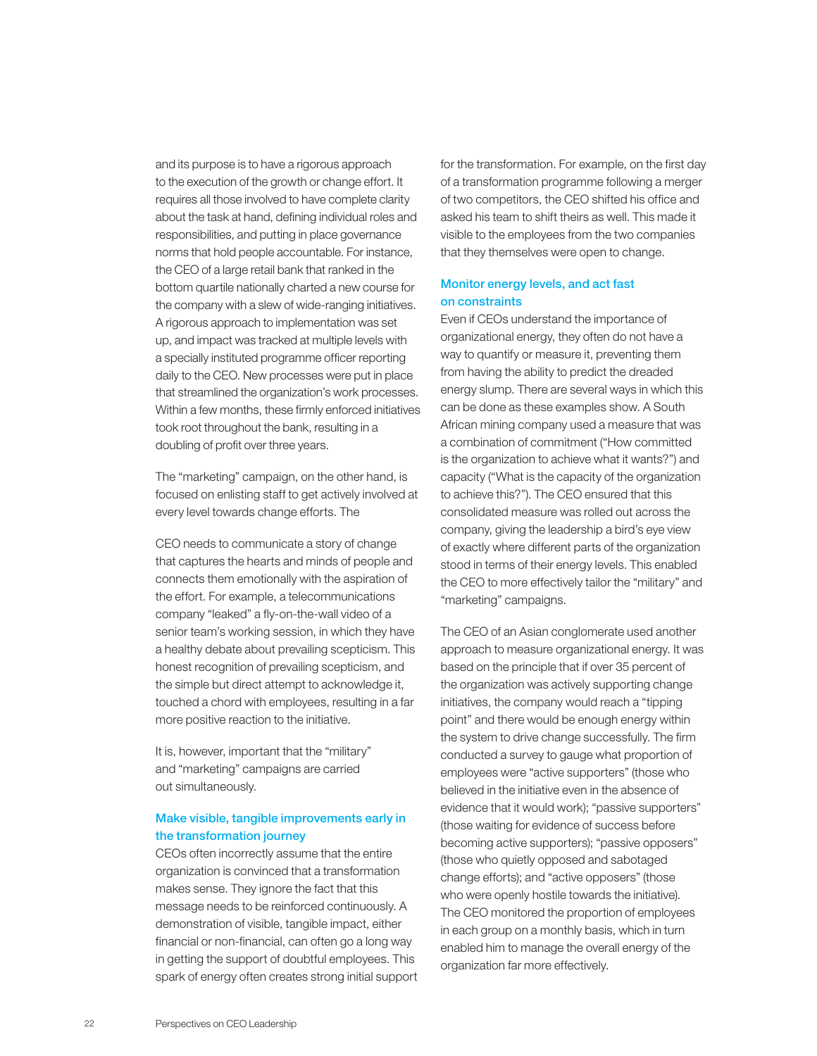and its purpose is to have a rigorous approach to the execution of the growth or change effort. It requires all those involved to have complete clarity about the task at hand, defining individual roles and responsibilities, and putting in place governance norms that hold people accountable. For instance, the CEO of a large retail bank that ranked in the bottom quartile nationally charted a new course for the company with a slew of wide-ranging initiatives. A rigorous approach to implementation was set up, and impact was tracked at multiple levels with a specially instituted programme officer reporting daily to the CEO. New processes were put in place that streamlined the organization's work processes. Within a few months, these firmly enforced initiatives took root throughout the bank, resulting in a doubling of profit over three years.

The "marketing" campaign, on the other hand, is focused on enlisting staff to get actively involved at every level towards change efforts. The CEO needs to communicate a story of change that captures the hearts and minds of people and connects them emotionally with the aspiration of the effort. For example, a telecommunications company "leaked" a fly-on-the-wall video of a senior team's working session, in which they have a healthy debate about prevailing scepticism. This honest recognition of prevailing scepticism, and the simple but direct attempt to acknowledge it, touched a chord with employees, resulting in a far more positive reaction to the initiative.

It is, however, important that the "military" and "marketing" campaigns are carried out simultaneously.

### Make visible, tangible improvements early in the transformation journey

CEOs often incorrectly assume that the entire organization is convinced that a transformation makes sense. They ignore the fact that this message needs to be reinforced continuously. A demonstration of visible, tangible impact, either financial or non-financial, can often go a long way in getting the support of doubtful employees. This spark of energy often creates strong initial support for the transformation. For example, on the first day of a transformation programme following a merger of two competitors, the CEO shifted his office and asked his team to shift theirs as well. This made it visible to the employees from the two companies that they themselves were open to change.

### Monitor energy levels, and act fast on constraints

Even if CEOs understand the importance of organizational energy, they often do not have a way to quantify or measure it, preventing them from having the ability to predict the dreaded energy slump. There are several ways in which this can be done as these examples show. A South African mining company used a measure that was a combination of commitment ("How committed is the organization to achieve what it wants?") and capacity ("What is the capacity of the organization to achieve this?"). The CEO ensured that this consolidated measure was rolled out across the company, giving the leadership a bird's eye view of exactly where different parts of the organization stood in terms of their energy levels. This enabled the CEO to more effectively tailor the "military" and "marketing" campaigns.

The CEO of an Asian conglomerate used another approach to measure organizational energy. It was based on the principle that if over 35 percent of the organization was actively supporting change initiatives, the company would reach a "tipping point" and there would be enough energy within the system to drive change successfully. The firm conducted a survey to gauge what proportion of employees were "active supporters" (those who believed in the initiative even in the absence of evidence that it would work); "passive supporters" (those waiting for evidence of success before becoming active supporters); "passive opposers" (those who quietly opposed and sabotaged change efforts); and "active opposers" (those who were openly hostile towards the initiative). The CEO monitored the proportion of employees in each group on a monthly basis, which in turn enabled him to manage the overall energy of the organization far more effectively.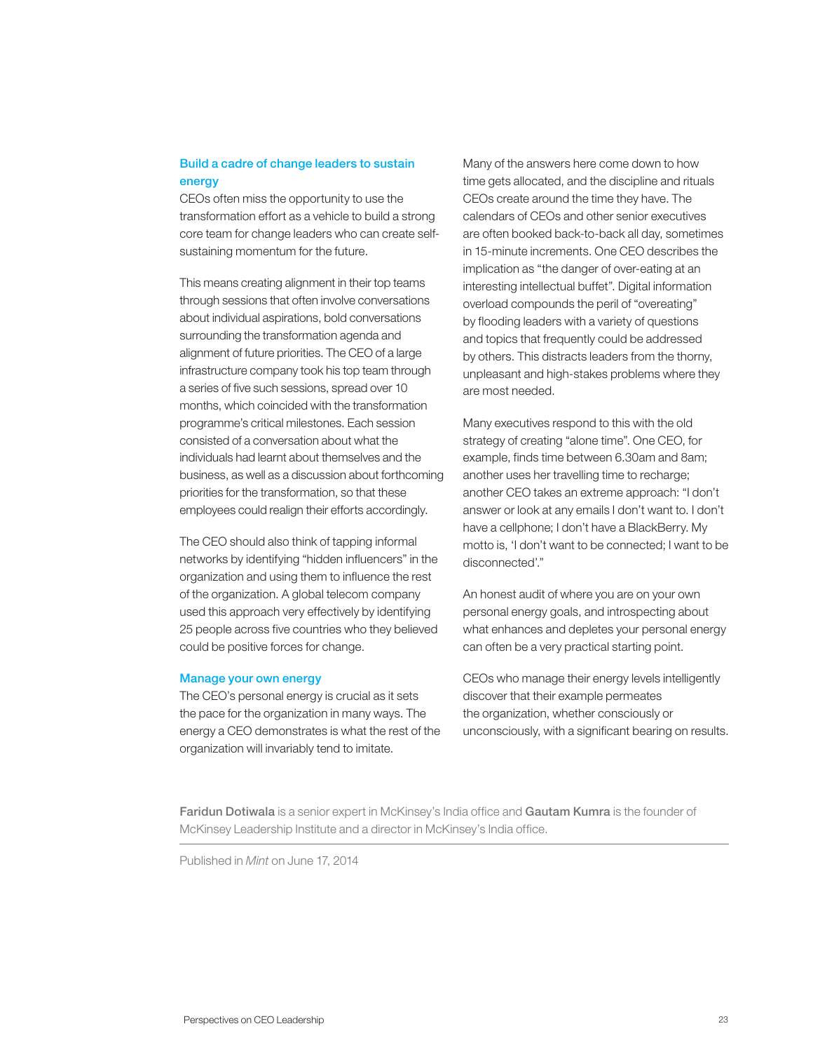### Build a cadre of change leaders to sustain energy

CEOs often miss the opportunity to use the transformation effort as a vehicle to build a strong core team for change leaders who can create self-sustaining momentum for the future.

This means creating alignment in their top teams through sessions that often involve conversations about individual aspirations, bold conversations surrounding the transformation agenda and alignment of future priorities. The CEO of a large infrastructure company took his top team through a series of five such sessions, spread over 10 months, which coincided with the transformation programme's critical milestones. Each session consisted of a conversation about what the individuals had learnt about themselves and the business, as well as a discussion about forthcoming priorities for the transformation, so that these employees could realign their efforts accordingly.

The CEO should also think of tapping informal networks by identifying "hidden influencers" in the organization and using them to influence the rest of the organization. A global telecom company used this approach very effectively by identifying 25 people across five countries who they believed could be positive forces for change.

### Manage your own energy

The CEO's personal energy is crucial as it sets the pace for the organization in many ways. The energy a CEO demonstrates is what the rest of the organization will invariably tend to imitate.

Many of the answers here come down to how time gets allocated, and the discipline and rituals CEOs create around the time they have. The calendars of CEOs and other senior executives are often booked back-to-back all day, sometimes in 15-minute increments. One CEO describes the implication as "the danger of over-eating at an interesting intellectual buffet". Digital information overload compounds the peril of "overeating" by flooding leaders with a variety of questions and topics that frequently could be addressed by others. This distracts leaders from the thorny, unpleasant and high-stakes problems where they are most needed.

Many executives respond to this with the old strategy of creating "alone time". One CEO, for example, finds time between 6.30am and 8am; another uses her travelling time to recharge; another CEO takes an extreme approach: "I don't answer or look at any emails I don't want to. I don't have a cellphone; I don't have a BlackBerry. My motto is, 'I don't want to be connected; I want to be disconnected'."

An honest audit of where you are on your own personal energy goals, and introspecting about what enhances and depletes your personal energy can often be a very practical starting point.

CEOs who manage their energy levels intelligently discover that their example permeates the organization, whether consciously or unconsciously, with a significant bearing on results.

**Faridun Dotiwala** is a senior expert in McKinsey's India office and **Gautam Kumra** is the founder of McKinsey Leadership Institute and a director in McKinsey's India office.

---

Published in *Mint* on June 17, 2014